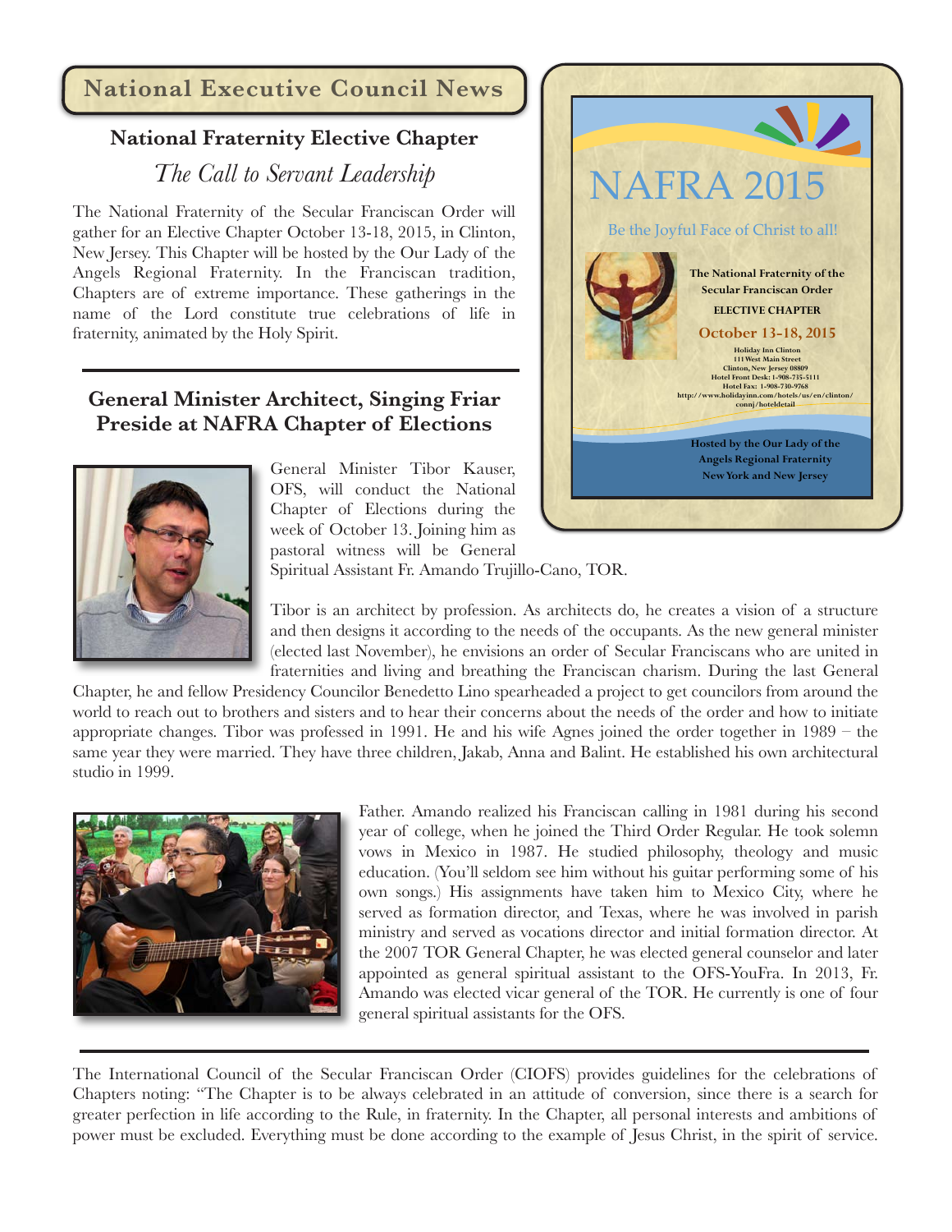## National Executive Council News

### National Fraternity Elective Chapter

*The Call to Servant Leadership*

The National Fraternity of the Secular Franciscan Order will gather for an Elective Chapter October 13-18, 2015, in Clinton, New Jersey. This Chapter will be hosted by the Our Lady of the Angels Regional Fraternity. In the Franciscan tradition, Chapters are of extreme importance. These gatherings in the name of the Lord constitute true celebrations of life in fraternity, animated by the Holy Spirit.

NAFRA 2015

Be the Joyful Face of Christ to all!

**The National Fraternity of the Secular Franciscan Order**

**ELECTIVE CHAPTER**

**October 13-18, 2015**

Holiday Inn Clinton
111 West Main Street
Clinton, New Jersey 08809
Hotel Front Desk: 1-908-735-5111
Hotel Fax: 1-908-730-9768
http://www.holidayinn.com/hotels/us/en/clinton/connj/hoteldetail

**Hosted by the Our Lady of the Angels Regional Fraternity New York and New Jersey**

### General Minister Architect, Singing Friar Preside at NAFRA Chapter of Elections

General Minister Tibor Kauser, OFS, will conduct the National Chapter of Elections during the week of October 13. Joining him as pastoral witness will be General Spiritual Assistant Fr. Amando Trujillo-Cano, TOR.

Tibor is an architect by profession. As architects do, he creates a vision of a structure and then designs it according to the needs of the occupants. As the new general minister (elected last November), he envisions an order of Secular Franciscans who are united in fraternities and living and breathing the Franciscan charism. During the last General Chapter, he and fellow Presidency Councilor Benedetto Lino spearheaded a project to get councilors from around the world to reach out to brothers and sisters and to hear their concerns about the needs of the order and how to initiate appropriate changes. Tibor was professed in 1991. He and his wife Agnes joined the order together in 1989 – the same year they were married. They have three children, Jakab, Anna and Balint. He established his own architectural studio in 1999.

Father. Amando realized his Franciscan calling in 1981 during his second year of college, when he joined the Third Order Regular. He took solemn vows in Mexico in 1987. He studied philosophy, theology and music education. (You'll seldom see him without his guitar performing some of his own songs.) His assignments have taken him to Mexico City, where he served as formation director, and Texas, where he was involved in parish ministry and served as vocations director and initial formation director. At the 2007 TOR General Chapter, he was elected general counselor and later appointed as general spiritual assistant to the OFS-YouFra. In 2013, Fr. Amando was elected vicar general of the TOR. He currently is one of four general spiritual assistants for the OFS.

---

The International Council of the Secular Franciscan Order (CIOFS) provides guidelines for the celebrations of Chapters noting: "The Chapter is to be always celebrated in an attitude of conversion, since there is a search for greater perfection in life according to the Rule, in fraternity. In the Chapter, all personal interests and ambitions of power must be excluded. Everything must be done according to the example of Jesus Christ, in the spirit of service.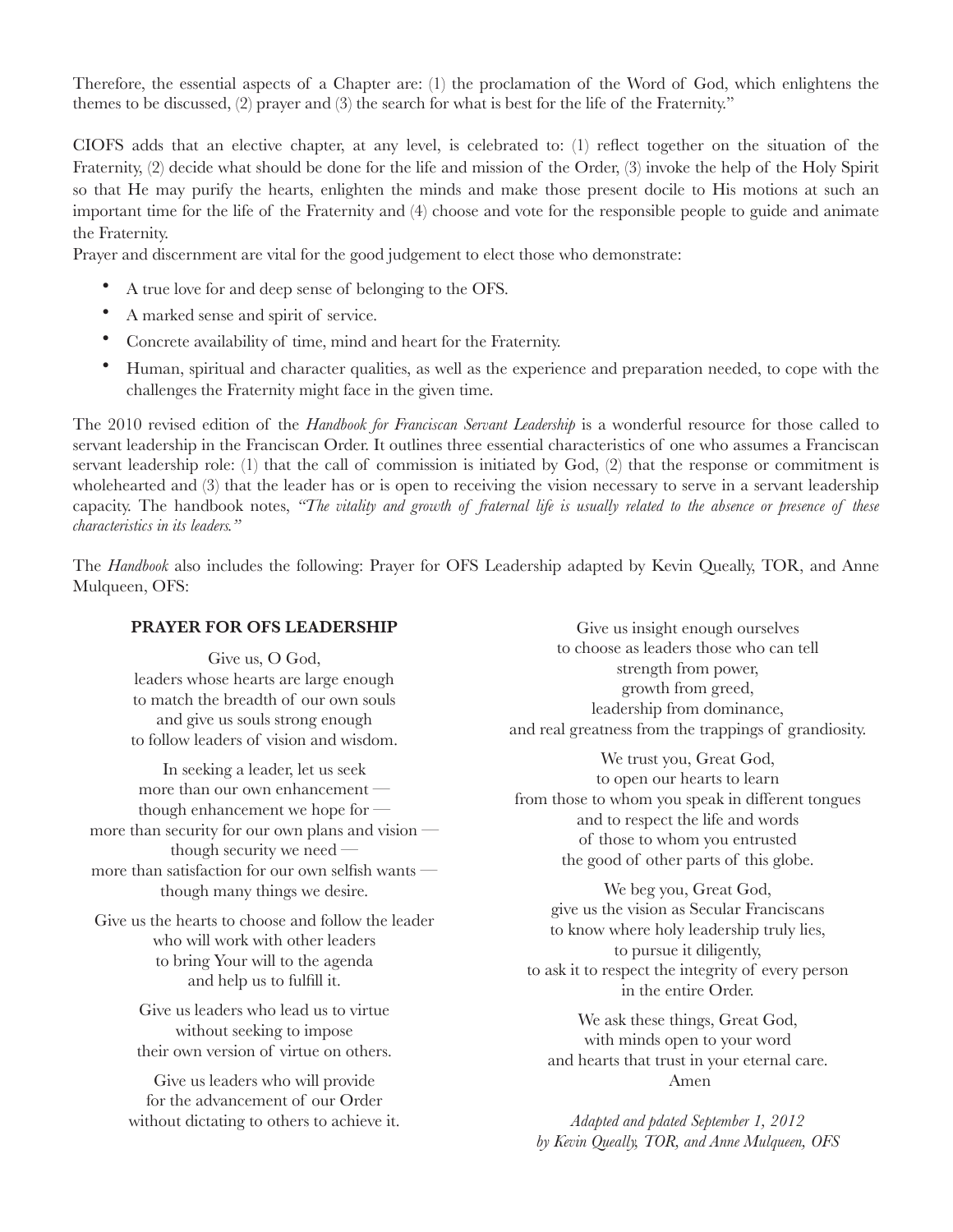Therefore, the essential aspects of a Chapter are: (1) the proclamation of the Word of God, which enlightens the themes to be discussed, (2) prayer and (3) the search for what is best for the life of the Fraternity."

CIOFS adds that an elective chapter, at any level, is celebrated to: (1) reflect together on the situation of the Fraternity, (2) decide what should be done for the life and mission of the Order, (3) invoke the help of the Holy Spirit so that He may purify the hearts, enlighten the minds and make those present docile to His motions at such an important time for the life of the Fraternity and (4) choose and vote for the responsible people to guide and animate the Fraternity.

Prayer and discernment are vital for the good judgement to elect those who demonstrate:

- A true love for and deep sense of belonging to the OFS.
- A marked sense and spirit of service.
- Concrete availability of time, mind and heart for the Fraternity.
- Human, spiritual and character qualities, as well as the experience and preparation needed, to cope with the challenges the Fraternity might face in the given time.

The 2010 revised edition of the *Handbook for Franciscan Servant Leadership* is a wonderful resource for those called to servant leadership in the Franciscan Order. It outlines three essential characteristics of one who assumes a Franciscan servant leadership role: (1) that the call of commission is initiated by God, (2) that the response or commitment is wholehearted and (3) that the leader has or is open to receiving the vision necessary to serve in a servant leadership capacity. The handbook notes, *"The vitality and growth of fraternal life is usually related to the absence or presence of these characteristics in its leaders."*

The *Handbook* also includes the following: Prayer for OFS Leadership adapted by Kevin Queally, TOR, and Anne Mulqueen, OFS:

**PRAYER FOR OFS LEADERSHIP**

Give us, O God,
leaders whose hearts are large enough
to match the breadth of our own souls
and give us souls strong enough
to follow leaders of vision and wisdom.

In seeking a leader, let us seek
more than our own enhancement —
though enhancement we hope for —
more than security for our own plans and vision —
though security we need —
more than satisfaction for our own selfish wants —
though many things we desire.

Give us the hearts to choose and follow the leader
who will work with other leaders
to bring Your will to the agenda
and help us to fulfill it.

Give us leaders who lead us to virtue
without seeking to impose
their own version of virtue on others.

Give us leaders who will provide
for the advancement of our Order
without dictating to others to achieve it.

Give us insight enough ourselves
to choose as leaders those who can tell
strength from power,
growth from greed,
leadership from dominance,
and real greatness from the trappings of grandiosity.

We trust you, Great God,
to open our hearts to learn
from those to whom you speak in different tongues
and to respect the life and words
of those to whom you entrusted
the good of other parts of this globe.

We beg you, Great God,
give us the vision as Secular Franciscans
to know where holy leadership truly lies,
to pursue it diligently,
to ask it to respect the integrity of every person
in the entire Order.

We ask these things, Great God,
with minds open to your word
and hearts that trust in your eternal care.
Amen

*Adapted and pdated September 1, 2012*
*by Kevin Queally, TOR, and Anne Mulqueen, OFS*